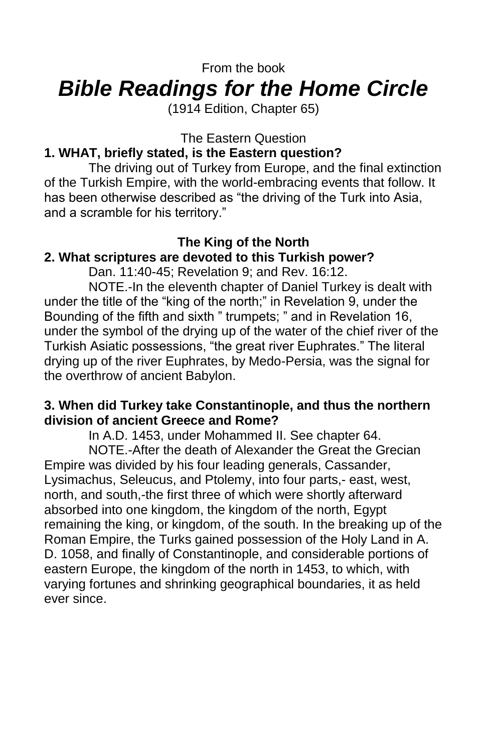From the book

# *Bible Readings for the Home Circle*

(1914 Edition, Chapter 65)

The Eastern Question

**1. WHAT, briefly stated, is the Eastern question?**

The driving out of Turkey from Europe, and the final extinction of the Turkish Empire, with the world-embracing events that follow. It has been otherwise described as "the driving of the Turk into Asia, and a scramble for his territory."

## The King of the North

**2. What scriptures are devoted to this Turkish power?**

Dan. 11:40-45; Revelation 9; and Rev. 16:12.

NOTE.-In the eleventh chapter of Daniel Turkey is dealt with under the title of the "king of the north;" in Revelation 9, under the Bounding of the fifth and sixth " trumpets; " and in Revelation 16, under the symbol of the drying up of the water of the chief river of the Turkish Asiatic possessions, "the great river Euphrates." The literal drying up of the river Euphrates, by Medo-Persia, was the signal for the overthrow of ancient Babylon.

**3. When did Turkey take Constantinople, and thus the northern division of ancient Greece and Rome?**

In A.D. 1453, under Mohammed II. See chapter 64.

NOTE.-After the death of Alexander the Great the Grecian Empire was divided by his four leading generals, Cassander, Lysimachus, Seleucus, and Ptolemy, into four parts,- east, west, north, and south,-the first three of which were shortly afterward absorbed into one kingdom, the kingdom of the north, Egypt remaining the king, or kingdom, of the south. In the breaking up of the Roman Empire, the Turks gained possession of the Holy Land in A. D. 1058, and finally of Constantinople, and considerable portions of eastern Europe, the kingdom of the north in 1453, to which, with varying fortunes and shrinking geographical boundaries, it as held ever since.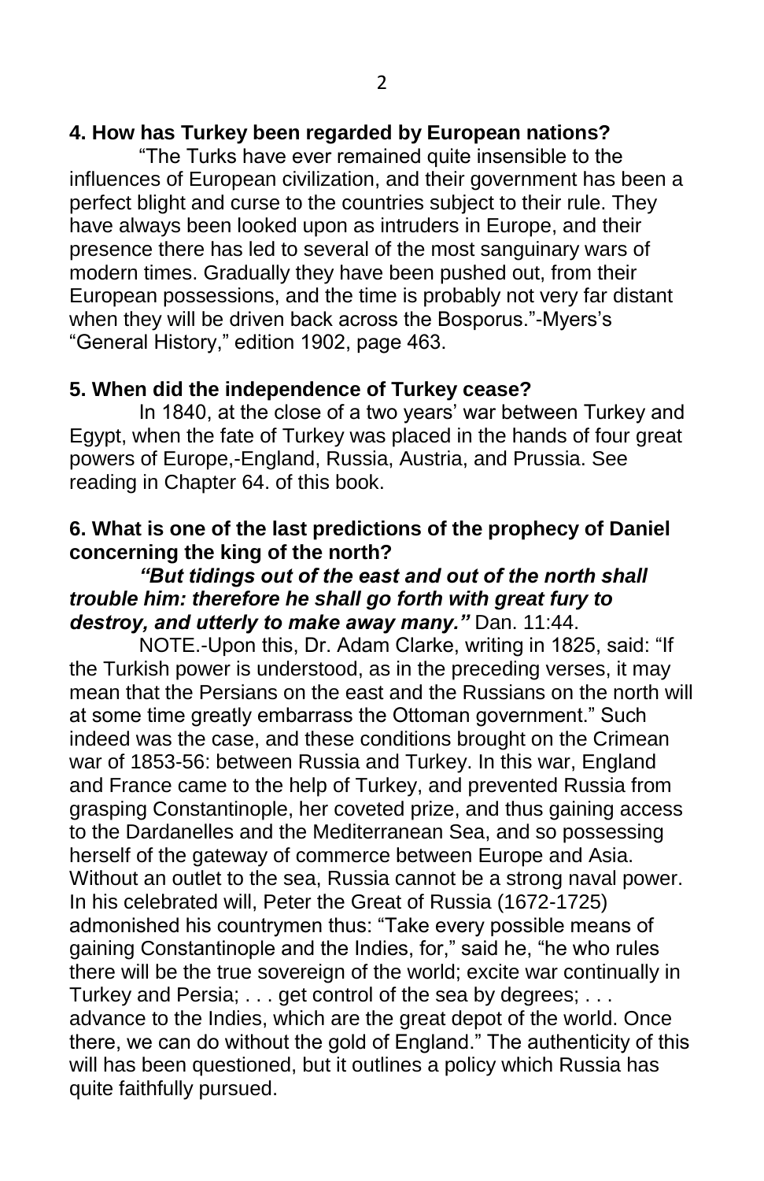**4. How has Turkey been regarded by European nations?**

"The Turks have ever remained quite insensible to the influences of European civilization, and their government has been a perfect blight and curse to the countries subject to their rule. They have always been looked upon as intruders in Europe, and their presence there has led to several of the most sanguinary wars of modern times. Gradually they have been pushed out, from their European possessions, and the time is probably not very far distant when they will be driven back across the Bosporus."-Myers's "General History," edition 1902, page 463.

**5. When did the independence of Turkey cease?**

In 1840, at the close of a two years' war between Turkey and Egypt, when the fate of Turkey was placed in the hands of four great powers of Europe,-England, Russia, Austria, and Prussia. See reading in Chapter 64. of this book.

**6. What is one of the last predictions of the prophecy of Daniel concerning the king of the north?**

***"But tidings out of the east and out of the north shall trouble him: therefore he shall go forth with great fury to destroy, and utterly to make away many."*** Dan. 11:44.

NOTE.-Upon this, Dr. Adam Clarke, writing in 1825, said: "If the Turkish power is understood, as in the preceding verses, it may mean that the Persians on the east and the Russians on the north will at some time greatly embarrass the Ottoman government." Such indeed was the case, and these conditions brought on the Crimean war of 1853-56: between Russia and Turkey. In this war, England and France came to the help of Turkey, and prevented Russia from grasping Constantinople, her coveted prize, and thus gaining access to the Dardanelles and the Mediterranean Sea, and so possessing herself of the gateway of commerce between Europe and Asia. Without an outlet to the sea, Russia cannot be a strong naval power. In his celebrated will, Peter the Great of Russia (1672-1725) admonished his countrymen thus: "Take every possible means of gaining Constantinople and the Indies, for," said he, "he who rules there will be the true sovereign of the world; excite war continually in Turkey and Persia; . . . get control of the sea by degrees; . . . advance to the Indies, which are the great depot of the world. Once there, we can do without the gold of England." The authenticity of this will has been questioned, but it outlines a policy which Russia has quite faithfully pursued.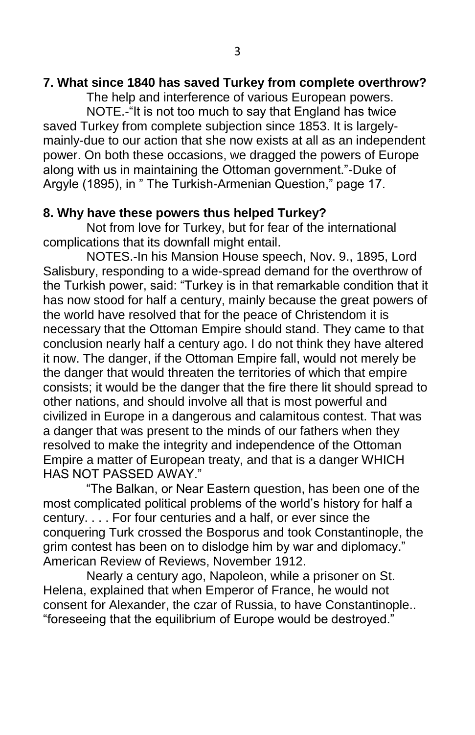**7. What since 1840 has saved Turkey from complete overthrow?**

The help and interference of various European powers.

NOTE.-"It is not too much to say that England has twice saved Turkey from complete subjection since 1853. It is largely-mainly-due to our action that she now exists at all as an independent power. On both these occasions, we dragged the powers of Europe along with us in maintaining the Ottoman government."-Duke of Argyle (1895), in " The Turkish-Armenian Question," page 17.

**8. Why have these powers thus helped Turkey?**

Not from love for Turkey, but for fear of the international complications that its downfall might entail.

NOTES.-In his Mansion House speech, Nov. 9., 1895, Lord Salisbury, responding to a wide-spread demand for the overthrow of the Turkish power, said: "Turkey is in that remarkable condition that it has now stood for half a century, mainly because the great powers of the world have resolved that for the peace of Christendom it is necessary that the Ottoman Empire should stand. They came to that conclusion nearly half a century ago. I do not think they have altered it now. The danger, if the Ottoman Empire fall, would not merely be the danger that would threaten the territories of which that empire consists; it would be the danger that the fire there lit should spread to other nations, and should involve all that is most powerful and civilized in Europe in a dangerous and calamitous contest. That was a danger that was present to the minds of our fathers when they resolved to make the integrity and independence of the Ottoman Empire a matter of European treaty, and that is a danger WHICH HAS NOT PASSED AWAY."

"The Balkan, or Near Eastern question, has been one of the most complicated political problems of the world's history for half a century. . . . For four centuries and a half, or ever since the conquering Turk crossed the Bosporus and took Constantinople, the grim contest has been on to dislodge him by war and diplomacy." American Review of Reviews, November 1912.

Nearly a century ago, Napoleon, while a prisoner on St. Helena, explained that when Emperor of France, he would not consent for Alexander, the czar of Russia, to have Constantinople.. "foreseeing that the equilibrium of Europe would be destroyed."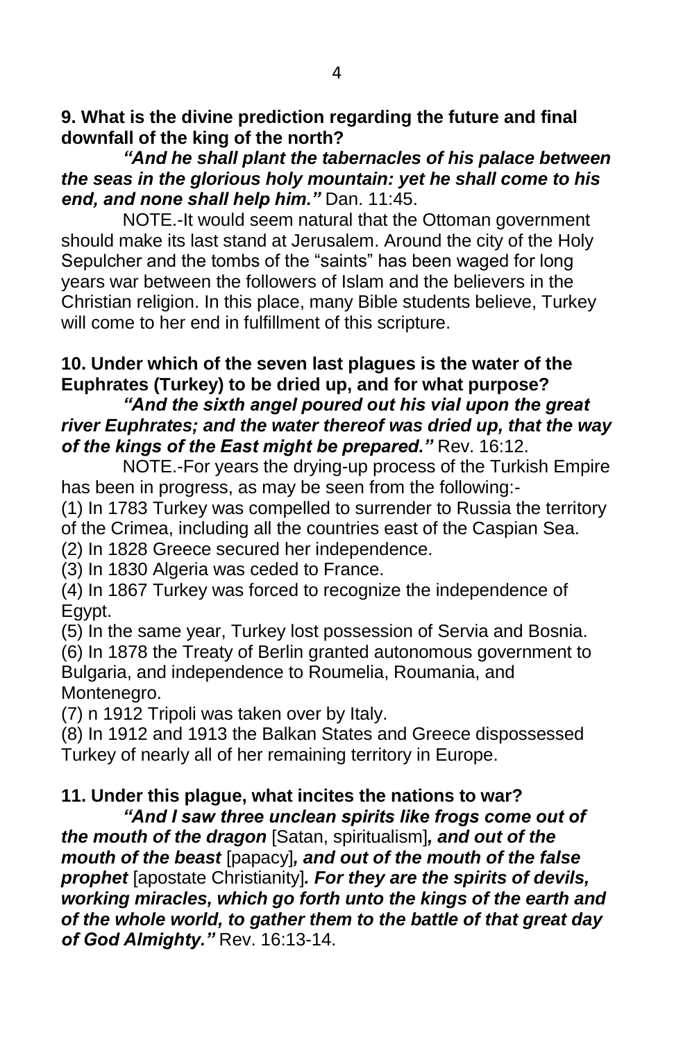**9. What is the divine prediction regarding the future and final downfall of the king of the north?**

***"And he shall plant the tabernacles of his palace between the seas in the glorious holy mountain: yet he shall come to his end, and none shall help him."*** Dan. 11:45.

NOTE.-It would seem natural that the Ottoman government should make its last stand at Jerusalem. Around the city of the Holy Sepulcher and the tombs of the "saints" has been waged for long years war between the followers of Islam and the believers in the Christian religion. In this place, many Bible students believe, Turkey will come to her end in fulfillment of this scripture.

**10. Under which of the seven last plagues is the water of the Euphrates (Turkey) to be dried up, and for what purpose?**

***"And the sixth angel poured out his vial upon the great river Euphrates; and the water thereof was dried up, that the way of the kings of the East might be prepared."*** Rev. 16:12.

NOTE.-For years the drying-up process of the Turkish Empire has been in progress, as may be seen from the following:-

(1) In 1783 Turkey was compelled to surrender to Russia the territory of the Crimea, including all the countries east of the Caspian Sea.
(2) In 1828 Greece secured her independence.
(3) In 1830 Algeria was ceded to France.
(4) In 1867 Turkey was forced to recognize the independence of Egypt.
(5) In the same year, Turkey lost possession of Servia and Bosnia.
(6) In 1878 the Treaty of Berlin granted autonomous government to Bulgaria, and independence to Roumelia, Roumania, and Montenegro.
(7) n 1912 Tripoli was taken over by Italy.
(8) In 1912 and 1913 the Balkan States and Greece dispossessed Turkey of nearly all of her remaining territory in Europe.

**11. Under this plague, what incites the nations to war?**

***"And I saw three unclean spirits like frogs come out of the mouth of the dragon*** [Satan, spiritualism]***, and out of the mouth of the beast*** [papacy]***, and out of the mouth of the false prophet*** [apostate Christianity]***. For they are the spirits of devils, working miracles, which go forth unto the kings of the earth and of the whole world, to gather them to the battle of that great day of God Almighty."*** Rev. 16:13-14.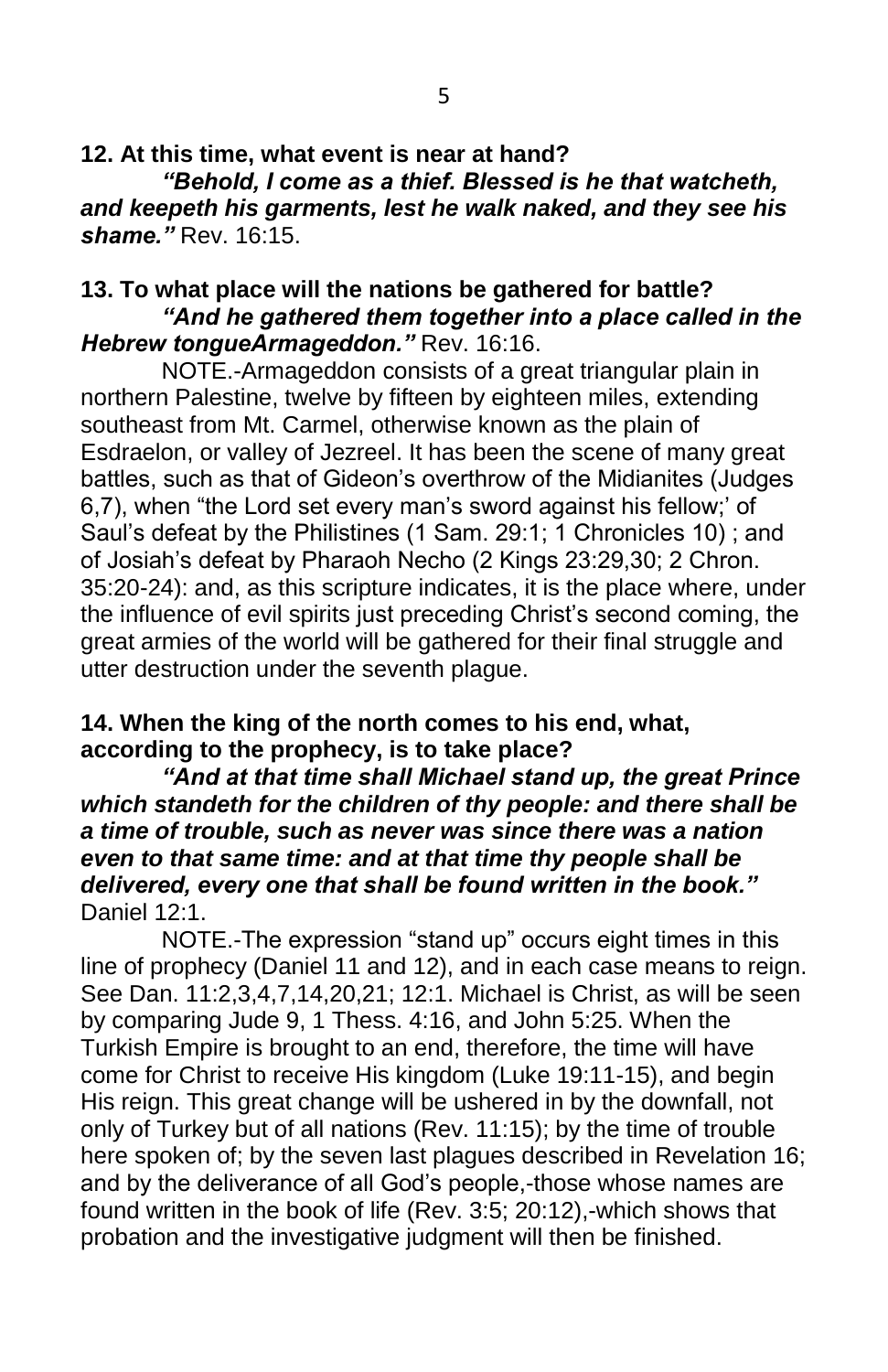**12. At this time, what event is near at hand?**

***"Behold, I come as a thief. Blessed is he that watcheth, and keepeth his garments, lest he walk naked, and they see his shame."*** Rev. 16:15.

**13. To what place will the nations be gathered for battle?**

***"And he gathered them together into a place called in the Hebrew tongueArmageddon."*** Rev. 16:16.

NOTE.-Armageddon consists of a great triangular plain in northern Palestine, twelve by fifteen by eighteen miles, extending southeast from Mt. Carmel, otherwise known as the plain of Esdraelon, or valley of Jezreel. It has been the scene of many great battles, such as that of Gideon's overthrow of the Midianites (Judges 6,7), when "the Lord set every man's sword against his fellow;' of Saul's defeat by the Philistines (1 Sam. 29:1; 1 Chronicles 10) ; and of Josiah's defeat by Pharaoh Necho (2 Kings 23:29,30; 2 Chron. 35:20-24): and, as this scripture indicates, it is the place where, under the influence of evil spirits just preceding Christ's second coming, the great armies of the world will be gathered for their final struggle and utter destruction under the seventh plague.

**14. When the king of the north comes to his end, what, according to the prophecy, is to take place?**

***"And at that time shall Michael stand up, the great Prince which standeth for the children of thy people: and there shall be a time of trouble, such as never was since there was a nation even to that same time: and at that time thy people shall be delivered, every one that shall be found written in the book."*** Daniel 12:1.

NOTE.-The expression "stand up" occurs eight times in this line of prophecy (Daniel 11 and 12), and in each case means to reign. See Dan. 11:2,3,4,7,14,20,21; 12:1. Michael is Christ, as will be seen by comparing Jude 9, 1 Thess. 4:16, and John 5:25. When the Turkish Empire is brought to an end, therefore, the time will have come for Christ to receive His kingdom (Luke 19:11-15), and begin His reign. This great change will be ushered in by the downfall, not only of Turkey but of all nations (Rev. 11:15); by the time of trouble here spoken of; by the seven last plagues described in Revelation 16; and by the deliverance of all God's people,-those whose names are found written in the book of life (Rev. 3:5; 20:12),-which shows that probation and the investigative judgment will then be finished.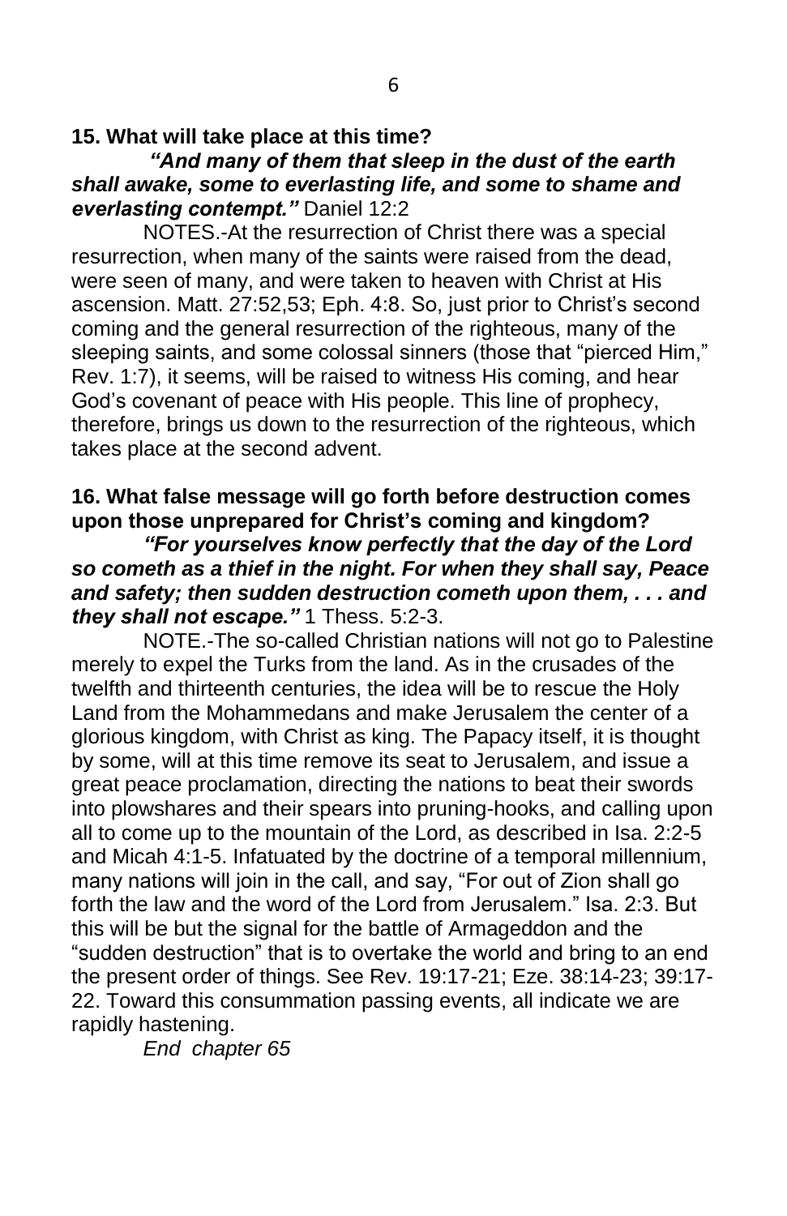**15. What will take place at this time?**

***"And many of them that sleep in the dust of the earth shall awake, some to everlasting life, and some to shame and everlasting contempt."*** Daniel 12:2

NOTES.-At the resurrection of Christ there was a special resurrection, when many of the saints were raised from the dead, were seen of many, and were taken to heaven with Christ at His ascension. Matt. 27:52,53; Eph. 4:8. So, just prior to Christ's second coming and the general resurrection of the righteous, many of the sleeping saints, and some colossal sinners (those that "pierced Him," Rev. 1:7), it seems, will be raised to witness His coming, and hear God's covenant of peace with His people. This line of prophecy, therefore, brings us down to the resurrection of the righteous, which takes place at the second advent.

**16. What false message will go forth before destruction comes upon those unprepared for Christ's coming and kingdom?**

***"For yourselves know perfectly that the day of the Lord so cometh as a thief in the night. For when they shall say, Peace and safety; then sudden destruction cometh upon them, . . . and they shall not escape."*** 1 Thess. 5:2-3.

NOTE.-The so-called Christian nations will not go to Palestine merely to expel the Turks from the land. As in the crusades of the twelfth and thirteenth centuries, the idea will be to rescue the Holy Land from the Mohammedans and make Jerusalem the center of a glorious kingdom, with Christ as king. The Papacy itself, it is thought by some, will at this time remove its seat to Jerusalem, and issue a great peace proclamation, directing the nations to beat their swords into plowshares and their spears into pruning-hooks, and calling upon all to come up to the mountain of the Lord, as described in Isa. 2:2-5 and Micah 4:1-5. Infatuated by the doctrine of a temporal millennium, many nations will join in the call, and say, "For out of Zion shall go forth the law and the word of the Lord from Jerusalem." Isa. 2:3. But this will be but the signal for the battle of Armageddon and the "sudden destruction" that is to overtake the world and bring to an end the present order of things. See Rev. 19:17-21; Eze. 38:14-23; 39:17-22. Toward this consummation passing events, all indicate we are rapidly hastening.

*End chapter 65*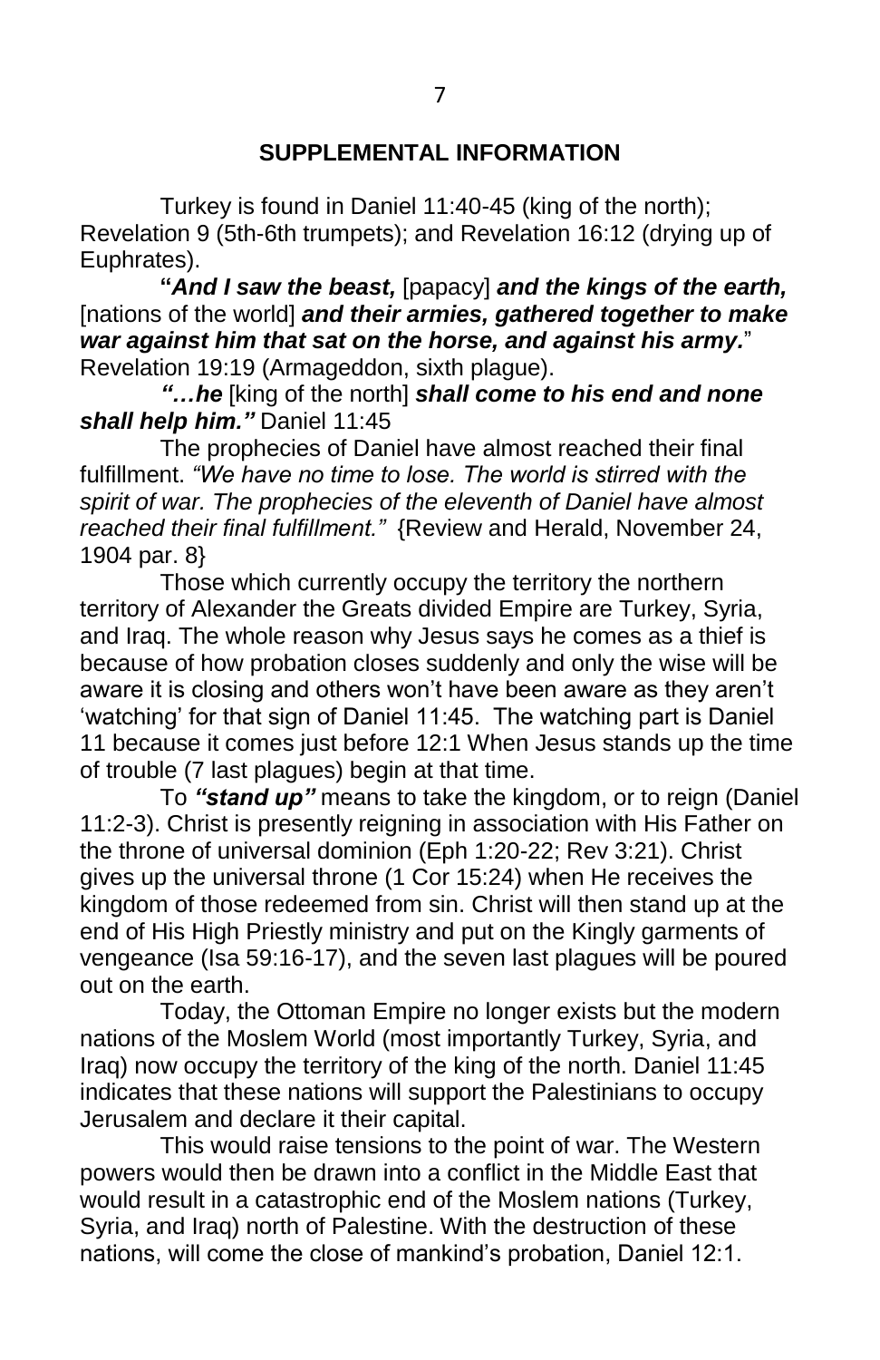## SUPPLEMENTAL INFORMATION

Turkey is found in Daniel 11:40-45 (king of the north); Revelation 9 (5th-6th trumpets); and Revelation 16:12 (drying up of Euphrates).

**"*And I saw the beast,*** [papacy] ***and the kings of the earth,*** [nations of the world] ***and their armies, gathered together to make war against him that sat on the horse, and against his army.*"** Revelation 19:19 (Armageddon, sixth plague).

***"…he*** [king of the north] ***shall come to his end and none shall help him."*** Daniel 11:45

The prophecies of Daniel have almost reached their final fulfillment. *"We have no time to lose. The world is stirred with the spirit of war. The prophecies of the eleventh of Daniel have almost reached their final fulfillment."* {Review and Herald, November 24, 1904 par. 8}

Those which currently occupy the territory the northern territory of Alexander the Greats divided Empire are Turkey, Syria, and Iraq. The whole reason why Jesus says he comes as a thief is because of how probation closes suddenly and only the wise will be aware it is closing and others won't have been aware as they aren't 'watching' for that sign of Daniel 11:45. The watching part is Daniel 11 because it comes just before 12:1 When Jesus stands up the time of trouble (7 last plagues) begin at that time.

To ***"stand up"*** means to take the kingdom, or to reign (Daniel 11:2-3). Christ is presently reigning in association with His Father on the throne of universal dominion (Eph 1:20-22; Rev 3:21). Christ gives up the universal throne (1 Cor 15:24) when He receives the kingdom of those redeemed from sin. Christ will then stand up at the end of His High Priestly ministry and put on the Kingly garments of vengeance (Isa 59:16-17), and the seven last plagues will be poured out on the earth.

Today, the Ottoman Empire no longer exists but the modern nations of the Moslem World (most importantly Turkey, Syria, and Iraq) now occupy the territory of the king of the north. Daniel 11:45 indicates that these nations will support the Palestinians to occupy Jerusalem and declare it their capital.

This would raise tensions to the point of war. The Western powers would then be drawn into a conflict in the Middle East that would result in a catastrophic end of the Moslem nations (Turkey, Syria, and Iraq) north of Palestine. With the destruction of these nations, will come the close of mankind's probation, Daniel 12:1.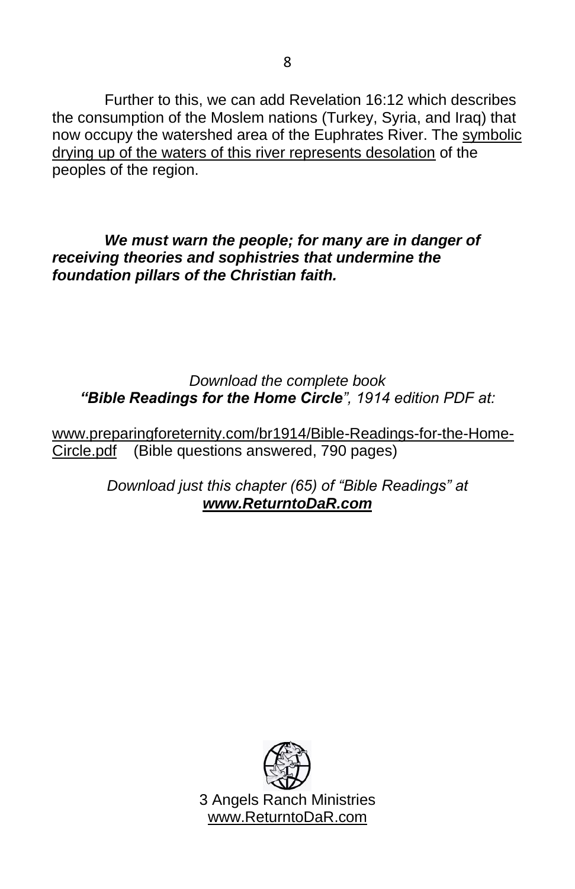Further to this, we can add Revelation 16:12 which describes the consumption of the Moslem nations (Turkey, Syria, and Iraq) that now occupy the watershed area of the Euphrates River. The symbolic drying up of the waters of this river represents desolation of the peoples of the region.

***We must warn the people; for many are in danger of receiving theories and sophistries that undermine the foundation pillars of the Christian faith.***

*Download the complete book*
***"Bible Readings for the Home Circle"****, 1914 edition PDF at:*

www.preparingforeternity.com/br1914/Bible-Readings-for-the-Home-Circle.pdf (Bible questions answered, 790 pages)

*Download just this chapter (65) of "Bible Readings" at*
***www.ReturntoDaR.com***

3 Angels Ranch Ministries
www.ReturntoDaR.com